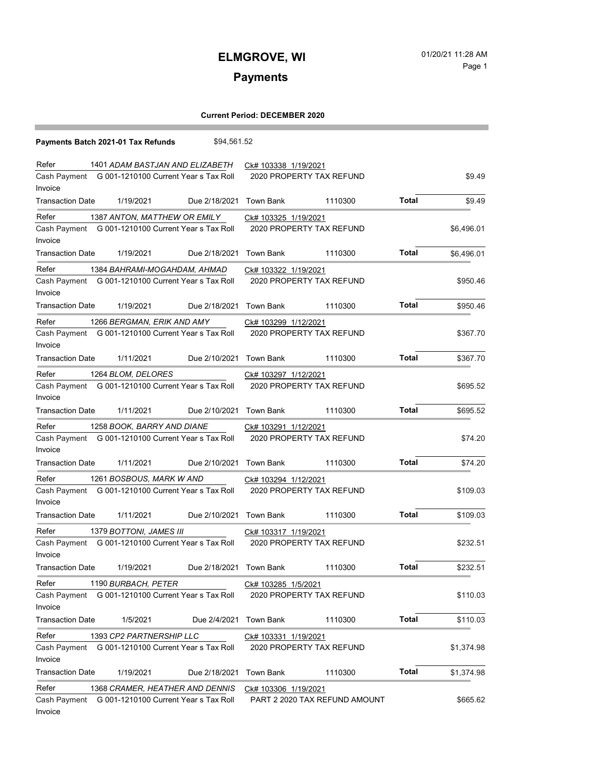# ELMGROVE, WI

01/20/21 11:28 AM

## Payments

**Current Period: DECEMBER 2020**

**Payments Batch 2021-01 Tax Refunds** $94,561.52

| | | | | | | |
|---|---|---|---|---|---|---|
| Refer | 1401 *ADAM BASTJAN AND ELIZABETH* | | Ck# 103338 1/19/2021 | | | |
| Cash Payment | G 001-1210100 Current Year s Tax Roll | | 2020 PROPERTY TAX REFUND | | | $9.49 |
| Invoice | | | | | | |
| Transaction Date | 1/19/2021 | Due 2/18/2021 | Town Bank | 1110300 | **Total** | $9.49 |
| Refer | 1387 *ANTON, MATTHEW OR EMILY* | | Ck# 103325 1/19/2021 | | | |
| Cash Payment | G 001-1210100 Current Year s Tax Roll | | 2020 PROPERTY TAX REFUND | | | $6,496.01 |
| Invoice | | | | | | |
| Transaction Date | 1/19/2021 | Due 2/18/2021 | Town Bank | 1110300 | **Total** | $6,496.01 |
| Refer | 1384 *BAHRAMI-MOGAHDAM, AHMAD* | | Ck# 103322 1/19/2021 | | | |
| Cash Payment | G 001-1210100 Current Year s Tax Roll | | 2020 PROPERTY TAX REFUND | | | $950.46 |
| Invoice | | | | | | |
| Transaction Date | 1/19/2021 | Due 2/18/2021 | Town Bank | 1110300 | **Total** | $950.46 |
| Refer | 1266 *BERGMAN, ERIK AND AMY* | | Ck# 103299 1/12/2021 | | | |
| Cash Payment | G 001-1210100 Current Year s Tax Roll | | 2020 PROPERTY TAX REFUND | | | $367.70 |
| Invoice | | | | | | |
| Transaction Date | 1/11/2021 | Due 2/10/2021 | Town Bank | 1110300 | **Total** | $367.70 |
| Refer | 1264 *BLOM, DELORES* | | Ck# 103297 1/12/2021 | | | |
| Cash Payment | G 001-1210100 Current Year s Tax Roll | | 2020 PROPERTY TAX REFUND | | | $695.52 |
| Invoice | | | | | | |
| Transaction Date | 1/11/2021 | Due 2/10/2021 | Town Bank | 1110300 | **Total** | $695.52 |
| Refer | 1258 *BOOK, BARRY AND DIANE* | | Ck# 103291 1/12/2021 | | | |
| Cash Payment | G 001-1210100 Current Year s Tax Roll | | 2020 PROPERTY TAX REFUND | | | $74.20 |
| Invoice | | | | | | |
| Transaction Date | 1/11/2021 | Due 2/10/2021 | Town Bank | 1110300 | **Total** | $74.20 |
| Refer | 1261 *BOSBOUS, MARK W AND* | | Ck# 103294 1/12/2021 | | | |
| Cash Payment | G 001-1210100 Current Year s Tax Roll | | 2020 PROPERTY TAX REFUND | | | $109.03 |
| Invoice | | | | | | |
| Transaction Date | 1/11/2021 | Due 2/10/2021 | Town Bank | 1110300 | **Total** | $109.03 |
| Refer | 1379 *BOTTONI, JAMES III* | | Ck# 103317 1/19/2021 | | | |
| Cash Payment | G 001-1210100 Current Year s Tax Roll | | 2020 PROPERTY TAX REFUND | | | $232.51 |
| Invoice | | | | | | |
| Transaction Date | 1/19/2021 | Due 2/18/2021 | Town Bank | 1110300 | **Total** | $232.51 |
| Refer | 1190 *BURBACH, PETER* | | Ck# 103285 1/5/2021 | | | |
| Cash Payment | G 001-1210100 Current Year s Tax Roll | | 2020 PROPERTY TAX REFUND | | | $110.03 |
| Invoice | | | | | | |
| Transaction Date | 1/5/2021 | Due 2/4/2021 | Town Bank | 1110300 | **Total** | $110.03 |
| Refer | 1393 *CP2 PARTNERSHIP LLC* | | Ck# 103331 1/19/2021 | | | |
| Cash Payment | G 001-1210100 Current Year s Tax Roll | | 2020 PROPERTY TAX REFUND | | | $1,374.98 |
| Invoice | | | | | | |
| Transaction Date | 1/19/2021 | Due 2/18/2021 | Town Bank | 1110300 | **Total** | $1,374.98 |
| Refer | 1368 *CRAMER, HEATHER AND DENNIS* | | Ck# 103306 1/19/2021 | | | |
| Cash Payment | G 001-1210100 Current Year s Tax Roll | | PART 2 2020 TAX REFUND AMOUNT | | | $665.62 |
| Invoice | | | | | | |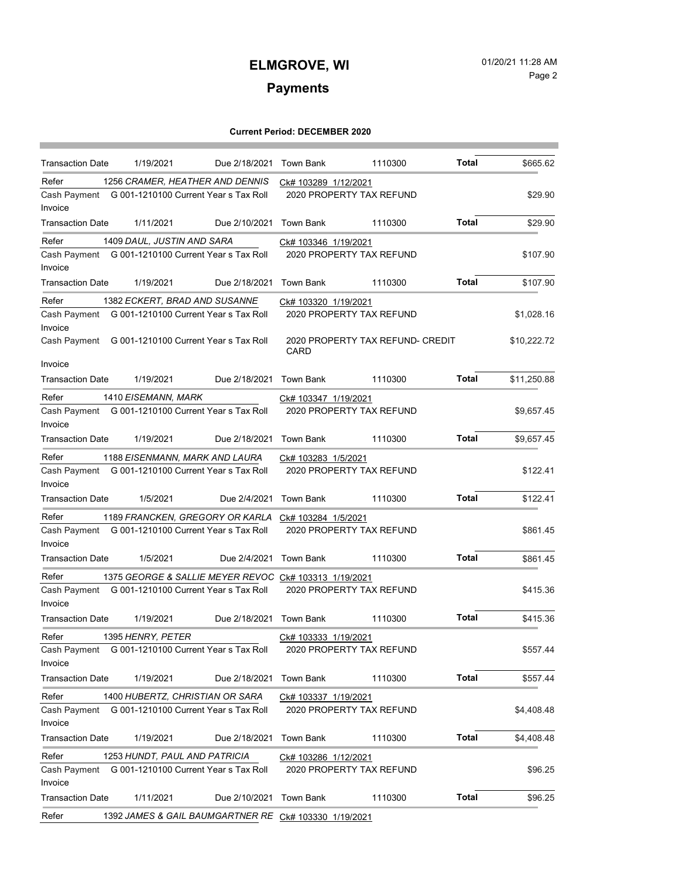# ELMGROVE, WI

# Payments

**Current Period: DECEMBER 2020**

| | | | | | | |
|---|---|---|---|---|---|---|
| Transaction Date | 1/19/2021 | Due 2/18/2021 | Town Bank | 1110300 | **Total** | $665.62 |
| Refer | 1256 *CRAMER, HEATHER AND DENNIS* | | Ck# 103289 1/12/2021 | | | |
| Cash Payment | G 001-1210100 Current Year s Tax Roll | | 2020 PROPERTY TAX REFUND | | | $29.90 |
| Invoice | | | | | | |
| Transaction Date | 1/11/2021 | Due 2/10/2021 | Town Bank | 1110300 | **Total** | $29.90 |
| Refer | 1409 *DAUL, JUSTIN AND SARA* | | Ck# 103346 1/19/2021 | | | |
| Cash Payment | G 001-1210100 Current Year s Tax Roll | | 2020 PROPERTY TAX REFUND | | | $107.90 |
| Invoice | | | | | | |
| Transaction Date | 1/19/2021 | Due 2/18/2021 | Town Bank | 1110300 | **Total** | $107.90 |
| Refer | 1382 *ECKERT, BRAD AND SUSANNE* | | Ck# 103320 1/19/2021 | | | |
| Cash Payment | G 001-1210100 Current Year s Tax Roll | | 2020 PROPERTY TAX REFUND | | | $1,028.16 |
| Invoice | | | | | | |
| Cash Payment | G 001-1210100 Current Year s Tax Roll | | 2020 PROPERTY TAX REFUND- CREDIT CARD | | | $10,222.72 |
| Invoice | | | | | | |
| Transaction Date | 1/19/2021 | Due 2/18/2021 | Town Bank | 1110300 | **Total** | $11,250.88 |
| Refer | 1410 *EISEMANN, MARK* | | Ck# 103347 1/19/2021 | | | |
| Cash Payment | G 001-1210100 Current Year s Tax Roll | | 2020 PROPERTY TAX REFUND | | | $9,657.45 |
| Invoice | | | | | | |
| Transaction Date | 1/19/2021 | Due 2/18/2021 | Town Bank | 1110300 | **Total** | $9,657.45 |
| Refer | 1188 *EISENMANN, MARK AND LAURA* | | Ck# 103283 1/5/2021 | | | |
| Cash Payment | G 001-1210100 Current Year s Tax Roll | | 2020 PROPERTY TAX REFUND | | | $122.41 |
| Invoice | | | | | | |
| Transaction Date | 1/5/2021 | Due 2/4/2021 | Town Bank | 1110300 | **Total** | $122.41 |
| Refer | 1189 *FRANCKEN, GREGORY OR KARLA* | | Ck# 103284 1/5/2021 | | | |
| Cash Payment | G 001-1210100 Current Year s Tax Roll | | 2020 PROPERTY TAX REFUND | | | $861.45 |
| Invoice | | | | | | |
| Transaction Date | 1/5/2021 | Due 2/4/2021 | Town Bank | 1110300 | **Total** | $861.45 |
| Refer | 1375 *GEORGE & SALLIE MEYER REVOC* | | Ck# 103313 1/19/2021 | | | |
| Cash Payment | G 001-1210100 Current Year s Tax Roll | | 2020 PROPERTY TAX REFUND | | | $415.36 |
| Invoice | | | | | | |
| Transaction Date | 1/19/2021 | Due 2/18/2021 | Town Bank | 1110300 | **Total** | $415.36 |
| Refer | 1395 *HENRY, PETER* | | Ck# 103333 1/19/2021 | | | |
| Cash Payment | G 001-1210100 Current Year s Tax Roll | | 2020 PROPERTY TAX REFUND | | | $557.44 |
| Invoice | | | | | | |
| Transaction Date | 1/19/2021 | Due 2/18/2021 | Town Bank | 1110300 | **Total** | $557.44 |
| Refer | 1400 *HUBERTZ, CHRISTIAN OR SARA* | | Ck# 103337 1/19/2021 | | | |
| Cash Payment | G 001-1210100 Current Year s Tax Roll | | 2020 PROPERTY TAX REFUND | | | $4,408.48 |
| Invoice | | | | | | |
| Transaction Date | 1/19/2021 | Due 2/18/2021 | Town Bank | 1110300 | **Total** | $4,408.48 |
| Refer | 1253 *HUNDT, PAUL AND PATRICIA* | | Ck# 103286 1/12/2021 | | | |
| Cash Payment | G 001-1210100 Current Year s Tax Roll | | 2020 PROPERTY TAX REFUND | | | $96.25 |
| Invoice | | | | | | |
| Transaction Date | 1/11/2021 | Due 2/10/2021 | Town Bank | 1110300 | **Total** | $96.25 |
| Refer | 1392 *JAMES & GAIL BAUMGARTNER RE* | | Ck# 103330 1/19/2021 | | | |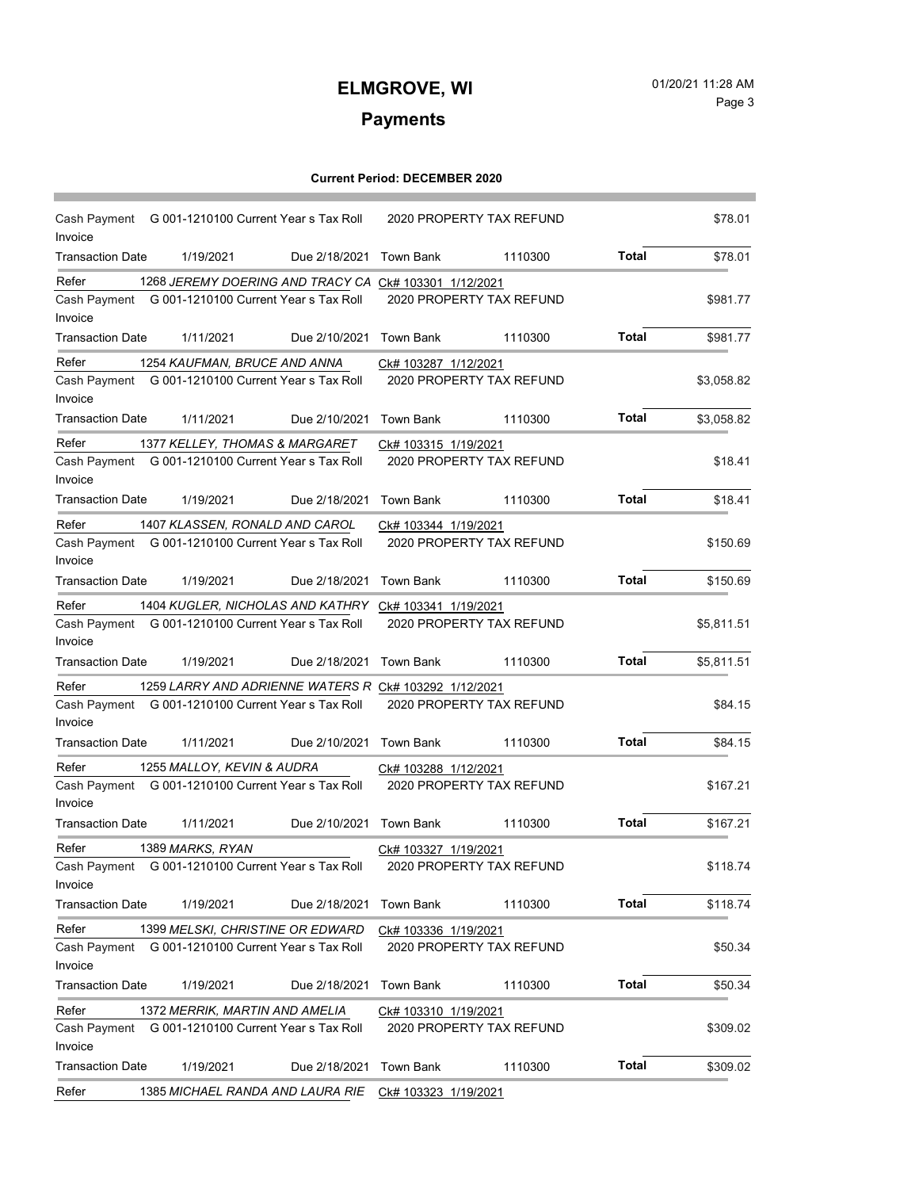# ELMGROVE, WI

## Payments

**Current Period: DECEMBER 2020**

| | | | | | | |
|---|---|---|---|---|---|---|
| Cash Payment | G 001-1210100 Current Year s Tax Roll | | 2020 PROPERTY TAX REFUND | | | $78.01 |
| Invoice | | | | | | |
| Transaction Date | 1/19/2021 | Due 2/18/2021 | Town Bank | 1110300 | **Total** | $78.01 |
| Refer | 1268 *JEREMY DOERING AND TRACY CA* | | Ck# 103301 1/12/2021 | | | |
| Cash Payment | G 001-1210100 Current Year s Tax Roll | | 2020 PROPERTY TAX REFUND | | | $981.77 |
| Invoice | | | | | | |
| Transaction Date | 1/11/2021 | Due 2/10/2021 | Town Bank | 1110300 | **Total** | $981.77 |
| Refer | 1254 *KAUFMAN, BRUCE AND ANNA* | | Ck# 103287 1/12/2021 | | | |
| Cash Payment | G 001-1210100 Current Year s Tax Roll | | 2020 PROPERTY TAX REFUND | | | $3,058.82 |
| Invoice | | | | | | |
| Transaction Date | 1/11/2021 | Due 2/10/2021 | Town Bank | 1110300 | **Total** | $3,058.82 |
| Refer | 1377 *KELLEY, THOMAS & MARGARET* | | Ck# 103315 1/19/2021 | | | |
| Cash Payment | G 001-1210100 Current Year s Tax Roll | | 2020 PROPERTY TAX REFUND | | | $18.41 |
| Invoice | | | | | | |
| Transaction Date | 1/19/2021 | Due 2/18/2021 | Town Bank | 1110300 | **Total** | $18.41 |
| Refer | 1407 *KLASSEN, RONALD AND CAROL* | | Ck# 103344 1/19/2021 | | | |
| Cash Payment | G 001-1210100 Current Year s Tax Roll | | 2020 PROPERTY TAX REFUND | | | $150.69 |
| Invoice | | | | | | |
| Transaction Date | 1/19/2021 | Due 2/18/2021 | Town Bank | 1110300 | **Total** | $150.69 |
| Refer | 1404 *KUGLER, NICHOLAS AND KATHRY* | | Ck# 103341 1/19/2021 | | | |
| Cash Payment | G 001-1210100 Current Year s Tax Roll | | 2020 PROPERTY TAX REFUND | | | $5,811.51 |
| Invoice | | | | | | |
| Transaction Date | 1/19/2021 | Due 2/18/2021 | Town Bank | 1110300 | **Total** | $5,811.51 |
| Refer | 1259 *LARRY AND ADRIENNE WATERS R* | | Ck# 103292 1/12/2021 | | | |
| Cash Payment | G 001-1210100 Current Year s Tax Roll | | 2020 PROPERTY TAX REFUND | | | $84.15 |
| Invoice | | | | | | |
| Transaction Date | 1/11/2021 | Due 2/10/2021 | Town Bank | 1110300 | **Total** | $84.15 |
| Refer | 1255 *MALLOY, KEVIN & AUDRA* | | Ck# 103288 1/12/2021 | | | |
| Cash Payment | G 001-1210100 Current Year s Tax Roll | | 2020 PROPERTY TAX REFUND | | | $167.21 |
| Invoice | | | | | | |
| Transaction Date | 1/11/2021 | Due 2/10/2021 | Town Bank | 1110300 | **Total** | $167.21 |
| Refer | 1389 *MARKS, RYAN* | | Ck# 103327 1/19/2021 | | | |
| Cash Payment | G 001-1210100 Current Year s Tax Roll | | 2020 PROPERTY TAX REFUND | | | $118.74 |
| Invoice | | | | | | |
| Transaction Date | 1/19/2021 | Due 2/18/2021 | Town Bank | 1110300 | **Total** | $118.74 |
| Refer | 1399 *MELSKI, CHRISTINE OR EDWARD* | | Ck# 103336 1/19/2021 | | | |
| Cash Payment | G 001-1210100 Current Year s Tax Roll | | 2020 PROPERTY TAX REFUND | | | $50.34 |
| Invoice | | | | | | |
| Transaction Date | 1/19/2021 | Due 2/18/2021 | Town Bank | 1110300 | **Total** | $50.34 |
| Refer | 1372 *MERRIK, MARTIN AND AMELIA* | | Ck# 103310 1/19/2021 | | | |
| Cash Payment | G 001-1210100 Current Year s Tax Roll | | 2020 PROPERTY TAX REFUND | | | $309.02 |
| Invoice | | | | | | |
| Transaction Date | 1/19/2021 | Due 2/18/2021 | Town Bank | 1110300 | **Total** | $309.02 |
| Refer | 1385 *MICHAEL RANDA AND LAURA RIE* | | Ck# 103323 1/19/2021 | | | |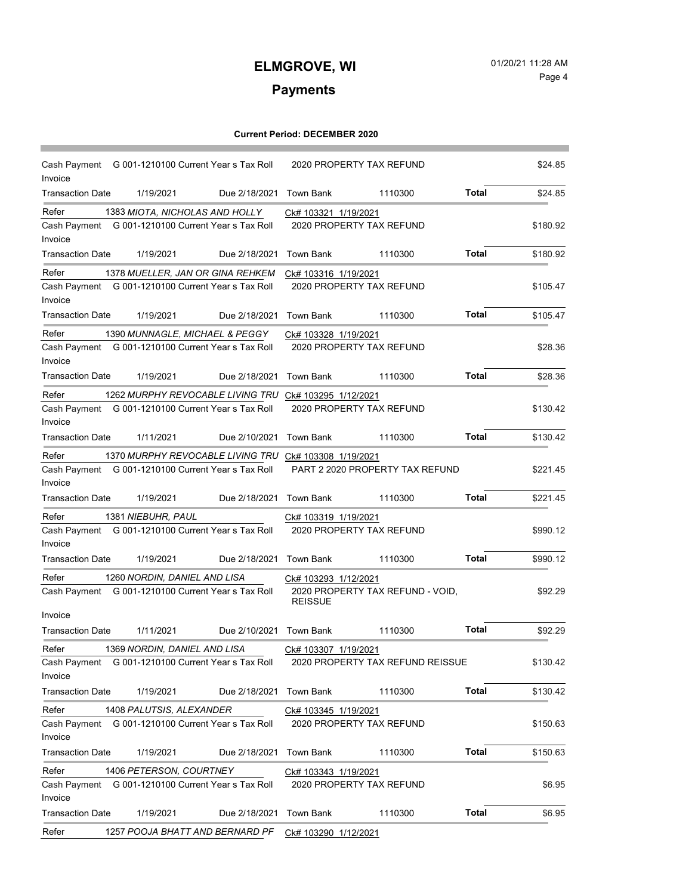# ELMGROVE, WI

## Payments

**Current Period: DECEMBER 2020**

| | | | | | | |
|---|---|---|---|---|---|---|
| Cash Payment | G 001-1210100 Current Year s Tax Roll | | 2020 PROPERTY TAX REFUND | | | $24.85 |
| Invoice | | | | | | |
| Transaction Date | 1/19/2021 | Due 2/18/2021 | Town Bank | 1110300 | **Total** | $24.85 |
| Refer | 1383 *MIOTA, NICHOLAS AND HOLLY* | | Ck# 103321 1/19/2021 | | | |
| Cash Payment | G 001-1210100 Current Year s Tax Roll | | 2020 PROPERTY TAX REFUND | | | $180.92 |
| Invoice | | | | | | |
| Transaction Date | 1/19/2021 | Due 2/18/2021 | Town Bank | 1110300 | **Total** | $180.92 |
| Refer | 1378 *MUELLER, JAN OR GINA REHKEM* | | Ck# 103316 1/19/2021 | | | |
| Cash Payment | G 001-1210100 Current Year s Tax Roll | | 2020 PROPERTY TAX REFUND | | | $105.47 |
| Invoice | | | | | | |
| Transaction Date | 1/19/2021 | Due 2/18/2021 | Town Bank | 1110300 | **Total** | $105.47 |
| Refer | 1390 *MUNNAGLE, MICHAEL & PEGGY* | | Ck# 103328 1/19/2021 | | | |
| Cash Payment | G 001-1210100 Current Year s Tax Roll | | 2020 PROPERTY TAX REFUND | | | $28.36 |
| Invoice | | | | | | |
| Transaction Date | 1/19/2021 | Due 2/18/2021 | Town Bank | 1110300 | **Total** | $28.36 |
| Refer | 1262 *MURPHY REVOCABLE LIVING TRU* | | Ck# 103295 1/12/2021 | | | |
| Cash Payment | G 001-1210100 Current Year s Tax Roll | | 2020 PROPERTY TAX REFUND | | | $130.42 |
| Invoice | | | | | | |
| Transaction Date | 1/11/2021 | Due 2/10/2021 | Town Bank | 1110300 | **Total** | $130.42 |
| Refer | 1370 *MURPHY REVOCABLE LIVING TRU* | | Ck# 103308 1/19/2021 | | | |
| Cash Payment | G 001-1210100 Current Year s Tax Roll | | PART 2 2020 PROPERTY TAX REFUND | | | $221.45 |
| Invoice | | | | | | |
| Transaction Date | 1/19/2021 | Due 2/18/2021 | Town Bank | 1110300 | **Total** | $221.45 |
| Refer | 1381 *NIEBUHR, PAUL* | | Ck# 103319 1/19/2021 | | | |
| Cash Payment | G 001-1210100 Current Year s Tax Roll | | 2020 PROPERTY TAX REFUND | | | $990.12 |
| Invoice | | | | | | |
| Transaction Date | 1/19/2021 | Due 2/18/2021 | Town Bank | 1110300 | **Total** | $990.12 |
| Refer | 1260 *NORDIN, DANIEL AND LISA* | | Ck# 103293 1/12/2021 | | | |
| Cash Payment | G 001-1210100 Current Year s Tax Roll | | 2020 PROPERTY TAX REFUND - VOID, REISSUE | | | $92.29 |
| Invoice | | | | | | |
| Transaction Date | 1/11/2021 | Due 2/10/2021 | Town Bank | 1110300 | **Total** | $92.29 |
| Refer | 1369 *NORDIN, DANIEL AND LISA* | | Ck# 103307 1/19/2021 | | | |
| Cash Payment | G 001-1210100 Current Year s Tax Roll | | 2020 PROPERTY TAX REFUND REISSUE | | | $130.42 |
| Invoice | | | | | | |
| Transaction Date | 1/19/2021 | Due 2/18/2021 | Town Bank | 1110300 | **Total** | $130.42 |
| Refer | 1408 *PALUTSIS, ALEXANDER* | | Ck# 103345 1/19/2021 | | | |
| Cash Payment | G 001-1210100 Current Year s Tax Roll | | 2020 PROPERTY TAX REFUND | | | $150.63 |
| Invoice | | | | | | |
| Transaction Date | 1/19/2021 | Due 2/18/2021 | Town Bank | 1110300 | **Total** | $150.63 |
| Refer | 1406 *PETERSON, COURTNEY* | | Ck# 103343 1/19/2021 | | | |
| Cash Payment | G 001-1210100 Current Year s Tax Roll | | 2020 PROPERTY TAX REFUND | | | $6.95 |
| Invoice | | | | | | |
| Transaction Date | 1/19/2021 | Due 2/18/2021 | Town Bank | 1110300 | **Total** | $6.95 |
| Refer | 1257 *POOJA BHATT AND BERNARD PF* | | Ck# 103290 1/12/2021 | | | |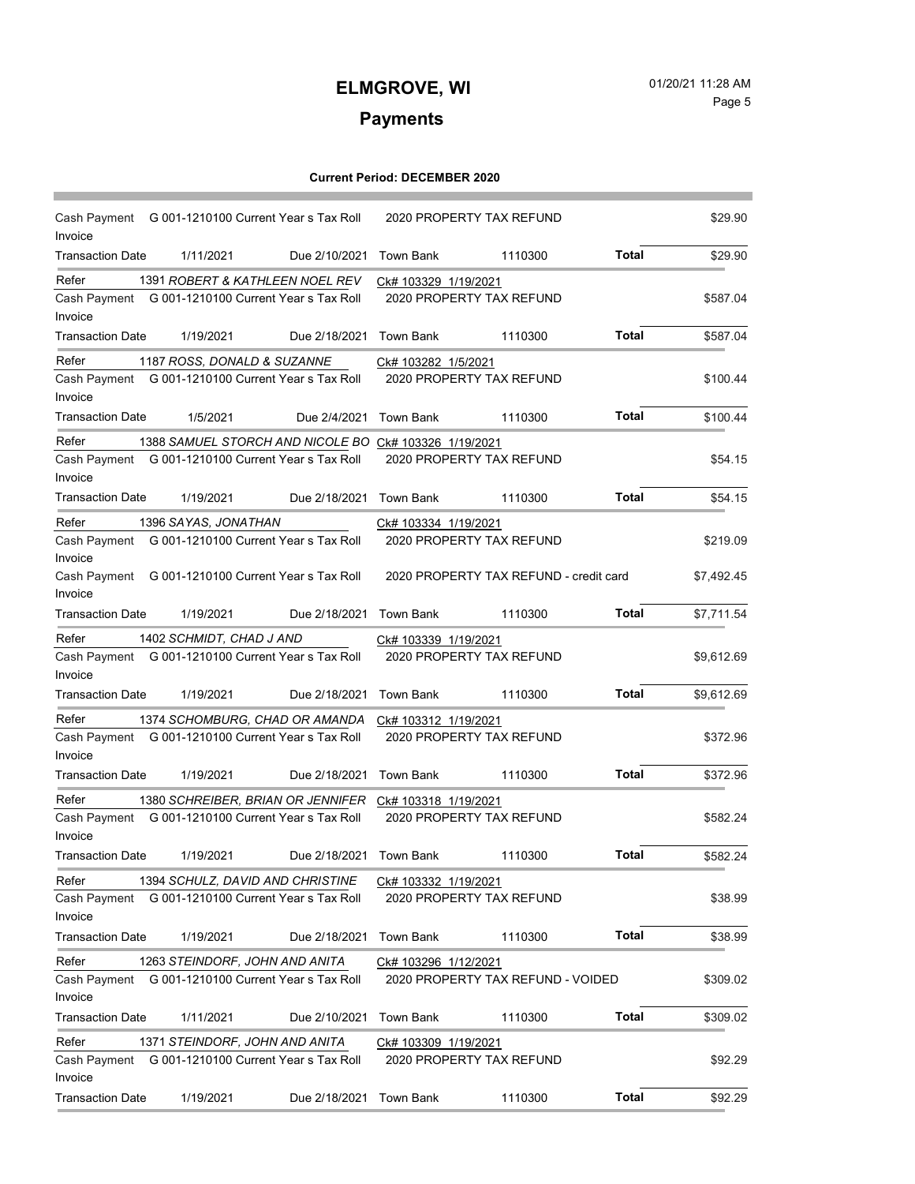# ELMGROVE, WI

## Payments

**Current Period: DECEMBER 2020**

| | | | | | | |
|---|---|---|---|---|---|---|
| Cash Payment Invoice | G 001-1210100 Current Year s Tax Roll | | 2020 PROPERTY TAX REFUND | | | $29.90 |
| Transaction Date | 1/11/2021 | Due 2/10/2021 | Town Bank | 1110300 | **Total** | $29.90 |
| Refer | 1391 *ROBERT & KATHLEEN NOEL REV* | | Ck# 103329 1/19/2021 | | | |
| Cash Payment Invoice | G 001-1210100 Current Year s Tax Roll | | 2020 PROPERTY TAX REFUND | | | $587.04 |
| Transaction Date | 1/19/2021 | Due 2/18/2021 | Town Bank | 1110300 | **Total** | $587.04 |
| Refer | 1187 *ROSS, DONALD & SUZANNE* | | Ck# 103282 1/5/2021 | | | |
| Cash Payment Invoice | G 001-1210100 Current Year s Tax Roll | | 2020 PROPERTY TAX REFUND | | | $100.44 |
| Transaction Date | 1/5/2021 | Due 2/4/2021 | Town Bank | 1110300 | **Total** | $100.44 |
| Refer | 1388 *SAMUEL STORCH AND NICOLE BO* | | Ck# 103326 1/19/2021 | | | |
| Cash Payment Invoice | G 001-1210100 Current Year s Tax Roll | | 2020 PROPERTY TAX REFUND | | | $54.15 |
| Transaction Date | 1/19/2021 | Due 2/18/2021 | Town Bank | 1110300 | **Total** | $54.15 |
| Refer | 1396 *SAYAS, JONATHAN* | | Ck# 103334 1/19/2021 | | | |
| Cash Payment Invoice | G 001-1210100 Current Year s Tax Roll | | 2020 PROPERTY TAX REFUND | | | $219.09 |
| Cash Payment Invoice | G 001-1210100 Current Year s Tax Roll | | 2020 PROPERTY TAX REFUND - credit card | | | $7,492.45 |
| Transaction Date | 1/19/2021 | Due 2/18/2021 | Town Bank | 1110300 | **Total** | $7,711.54 |
| Refer | 1402 *SCHMIDT, CHAD J AND* | | Ck# 103339 1/19/2021 | | | |
| Cash Payment Invoice | G 001-1210100 Current Year s Tax Roll | | 2020 PROPERTY TAX REFUND | | | $9,612.69 |
| Transaction Date | 1/19/2021 | Due 2/18/2021 | Town Bank | 1110300 | **Total** | $9,612.69 |
| Refer | 1374 *SCHOMBURG, CHAD OR AMANDA* | | Ck# 103312 1/19/2021 | | | |
| Cash Payment Invoice | G 001-1210100 Current Year s Tax Roll | | 2020 PROPERTY TAX REFUND | | | $372.96 |
| Transaction Date | 1/19/2021 | Due 2/18/2021 | Town Bank | 1110300 | **Total** | $372.96 |
| Refer | 1380 *SCHREIBER, BRIAN OR JENNIFER* | | Ck# 103318 1/19/2021 | | | |
| Cash Payment Invoice | G 001-1210100 Current Year s Tax Roll | | 2020 PROPERTY TAX REFUND | | | $582.24 |
| Transaction Date | 1/19/2021 | Due 2/18/2021 | Town Bank | 1110300 | **Total** | $582.24 |
| Refer | 1394 *SCHULZ, DAVID AND CHRISTINE* | | Ck# 103332 1/19/2021 | | | |
| Cash Payment Invoice | G 001-1210100 Current Year s Tax Roll | | 2020 PROPERTY TAX REFUND | | | $38.99 |
| Transaction Date | 1/19/2021 | Due 2/18/2021 | Town Bank | 1110300 | **Total** | $38.99 |
| Refer | 1263 *STEINDORF, JOHN AND ANITA* | | Ck# 103296 1/12/2021 | | | |
| Cash Payment Invoice | G 001-1210100 Current Year s Tax Roll | | 2020 PROPERTY TAX REFUND - VOIDED | | | $309.02 |
| Transaction Date | 1/11/2021 | Due 2/10/2021 | Town Bank | 1110300 | **Total** | $309.02 |
| Refer | 1371 *STEINDORF, JOHN AND ANITA* | | Ck# 103309 1/19/2021 | | | |
| Cash Payment Invoice | G 001-1210100 Current Year s Tax Roll | | 2020 PROPERTY TAX REFUND | | | $92.29 |
| Transaction Date | 1/19/2021 | Due 2/18/2021 | Town Bank | 1110300 | **Total** | $92.29 |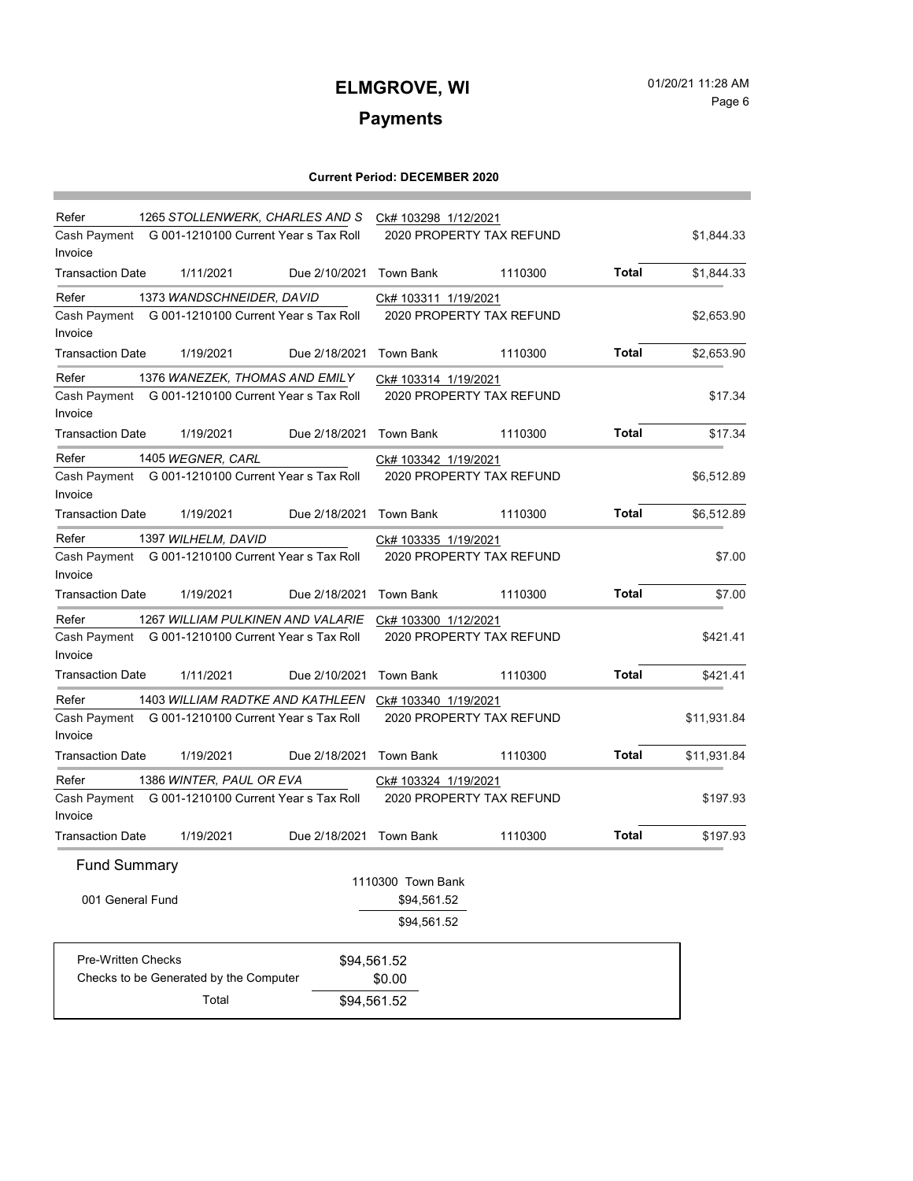# ELMGROVE, WI

## Payments

**Current Period: DECEMBER 2020**

| | | | | | | |
|---|---|---|---|---|---|---|
| Refer | 1265 *STOLLENWERK, CHARLES AND S* | | Ck# 103298 1/12/2021 | | | |
| Cash Payment | G 001-1210100 Current Year s Tax Roll | | 2020 PROPERTY TAX REFUND | | | $1,844.33 |
| Invoice | | | | | | |
| Transaction Date | 1/11/2021 | Due 2/10/2021 | Town Bank | 1110300 | **Total** | $1,844.33 |
| Refer | 1373 *WANDSCHNEIDER, DAVID* | | Ck# 103311 1/19/2021 | | | |
| Cash Payment | G 001-1210100 Current Year s Tax Roll | | 2020 PROPERTY TAX REFUND | | | $2,653.90 |
| Invoice | | | | | | |
| Transaction Date | 1/19/2021 | Due 2/18/2021 | Town Bank | 1110300 | **Total** | $2,653.90 |
| Refer | 1376 *WANEZEK, THOMAS AND EMILY* | | Ck# 103314 1/19/2021 | | | |
| Cash Payment | G 001-1210100 Current Year s Tax Roll | | 2020 PROPERTY TAX REFUND | | | $17.34 |
| Invoice | | | | | | |
| Transaction Date | 1/19/2021 | Due 2/18/2021 | Town Bank | 1110300 | **Total** | $17.34 |
| Refer | 1405 *WEGNER, CARL* | | Ck# 103342 1/19/2021 | | | |
| Cash Payment | G 001-1210100 Current Year s Tax Roll | | 2020 PROPERTY TAX REFUND | | | $6,512.89 |
| Invoice | | | | | | |
| Transaction Date | 1/19/2021 | Due 2/18/2021 | Town Bank | 1110300 | **Total** | $6,512.89 |
| Refer | 1397 *WILHELM, DAVID* | | Ck# 103335 1/19/2021 | | | |
| Cash Payment | G 001-1210100 Current Year s Tax Roll | | 2020 PROPERTY TAX REFUND | | | $7.00 |
| Invoice | | | | | | |
| Transaction Date | 1/19/2021 | Due 2/18/2021 | Town Bank | 1110300 | **Total** | $7.00 |
| Refer | 1267 *WILLIAM PULKINEN AND VALARIE* | | Ck# 103300 1/12/2021 | | | |
| Cash Payment | G 001-1210100 Current Year s Tax Roll | | 2020 PROPERTY TAX REFUND | | | $421.41 |
| Invoice | | | | | | |
| Transaction Date | 1/11/2021 | Due 2/10/2021 | Town Bank | 1110300 | **Total** | $421.41 |
| Refer | 1403 *WILLIAM RADTKE AND KATHLEEN* | | Ck# 103340 1/19/2021 | | | |
| Cash Payment | G 001-1210100 Current Year s Tax Roll | | 2020 PROPERTY TAX REFUND | | | $11,931.84 |
| Invoice | | | | | | |
| Transaction Date | 1/19/2021 | Due 2/18/2021 | Town Bank | 1110300 | **Total** | $11,931.84 |
| Refer | 1386 *WINTER, PAUL OR EVA* | | Ck# 103324 1/19/2021 | | | |
| Cash Payment | G 001-1210100 Current Year s Tax Roll | | 2020 PROPERTY TAX REFUND | | | $197.93 |
| Invoice | | | | | | |
| Transaction Date | 1/19/2021 | Due 2/18/2021 | Town Bank | 1110300 | **Total** | $197.93 |

### Fund Summary

| | 1110300 Town Bank |
|---|---|
| 001 General Fund | $94,561.52 |
| | $94,561.52 |

| | |
|---|---|
| Pre-Written Checks | $94,561.52 |
| Checks to be Generated by the Computer | $0.00 |
| Total | $94,561.52 |